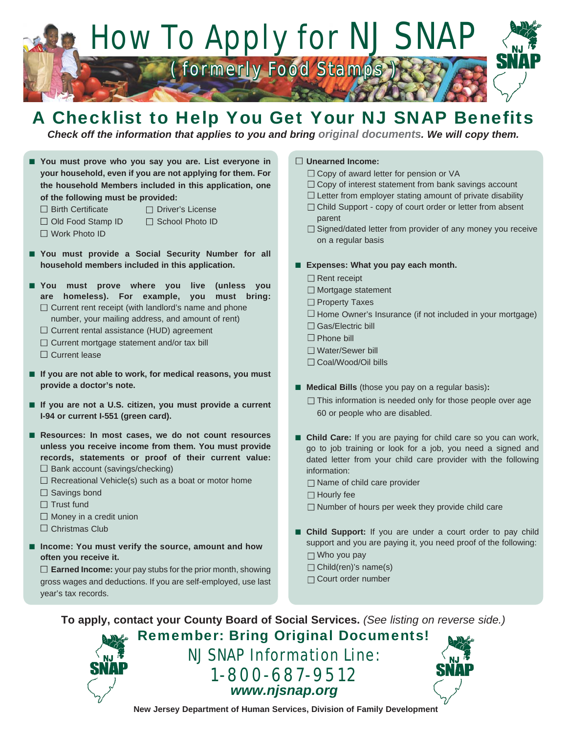# How To Apply for NJ SNAP

## (formerly Food Stamps)

NJ SNAP

## A Checklist to Help You Get Your NJ SNAP Benefits

***Check off the information that applies to you and bring original documents. We will copy them.***

- **You must prove who you say you are. List everyone in your household, even if you are not applying for them. For the household Members included in this application, one of the following must be provided:**
  - ☐ Birth Certificate
  - ☐ Driver's License
  - ☐ Old Food Stamp ID
  - ☐ School Photo ID
  - ☐ Work Photo ID

- **You must provide a Social Security Number for all household members included in this application.**

- **You must prove where you live (unless you are homeless). For example, you must bring:**
  - ☐ Current rent receipt (with landlord's name and phone number, your mailing address, and amount of rent)
  - ☐ Current rental assistance (HUD) agreement
  - ☐ Current mortgage statement and/or tax bill
  - ☐ Current lease

- **If you are not able to work, for medical reasons, you must provide a doctor's note.**

- **If you are not a U.S. citizen, you must provide a current I-94 or current I-551 (green card).**

- **Resources: In most cases, we do not count resources unless you receive income from them. You must provide records, statements or proof of their current value:**
  - ☐ Bank account (savings/checking)
  - ☐ Recreational Vehicle(s) such as a boat or motor home
  - ☐ Savings bond
  - ☐ Trust fund
  - ☐ Money in a credit union
  - ☐ Christmas Club

- **Income: You must verify the source, amount and how often you receive it.**
  - ☐ **Earned Income:** your pay stubs for the prior month, showing gross wages and deductions. If you are self-employed, use last year's tax records.
  - ☐ **Unearned Income:**
    - ☐ Copy of award letter for pension or VA
    - ☐ Copy of interest statement from bank savings account
    - ☐ Letter from employer stating amount of private disability
    - ☐ Child Support - copy of court order or letter from absent parent
    - ☐ Signed/dated letter from provider of any money you receive on a regular basis

- **Expenses: What you pay each month.**
  - ☐ Rent receipt
  - ☐ Mortgage statement
  - ☐ Property Taxes
  - ☐ Home Owner's Insurance (if not included in your mortgage)
  - ☐ Gas/Electric bill
  - ☐ Phone bill
  - ☐ Water/Sewer bill
  - ☐ Coal/Wood/Oil bills

- **Medical Bills** (those you pay on a regular basis)**:**
  - ☐ This information is needed only for those people over age 60 or people who are disabled.

- **Child Care:** If you are paying for child care so you can work, go to job training or look for a job, you need a signed and dated letter from your child care provider with the following information:
  - ☐ Name of child care provider
  - ☐ Hourly fee
  - ☐ Number of hours per week they provide child care

- **Child Support:** If you are under a court order to pay child support and you are paying it, you need proof of the following:
  - ☐ Who you pay
  - ☐ Child(ren)'s name(s)
  - ☐ Court order number

**To apply, contact your County Board of Social Services.** *(See listing on reverse side.)*

**Remember: Bring Original Documents!**

NJ SNAP Information Line:
1-800-687-9512
***www.njsnap.org***

**New Jersey Department of Human Services, Division of Family Development**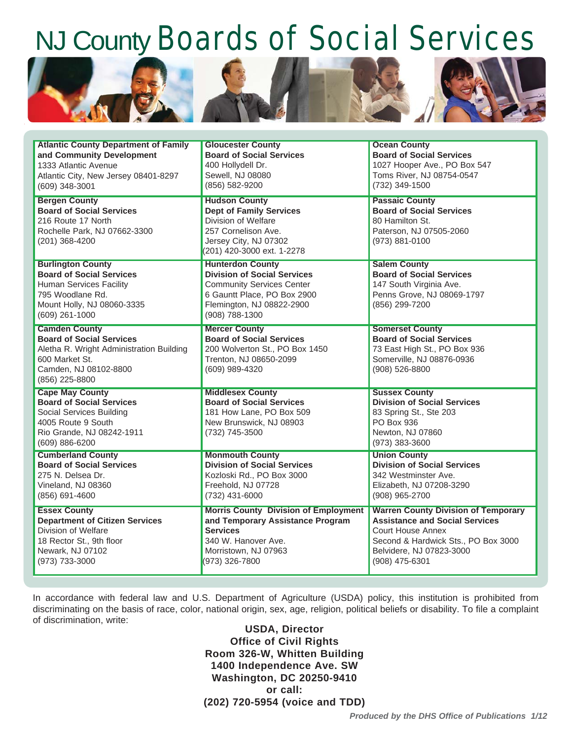# NJ County Boards of Social Services

| | | |
|---|---|---|
| **Atlantic County Department of Family and Community Development**<br>1333 Atlantic Avenue<br>Atlantic City, New Jersey 08401-8297<br>(609) 348-3001 | **Gloucester County**<br>**Board of Social Services**<br>400 Hollydell Dr.<br>Sewell, NJ 08080<br>(856) 582-9200 | **Ocean County**<br>**Board of Social Services**<br>1027 Hooper Ave., PO Box 547<br>Toms River, NJ 08754-0547<br>(732) 349-1500 |
| **Bergen County**<br>**Board of Social Services**<br>216 Route 17 North<br>Rochelle Park, NJ 07662-3300<br>(201) 368-4200 | **Hudson County**<br>**Dept of Family Services**<br>Division of Welfare<br>257 Cornelison Ave.<br>Jersey City, NJ 07302<br>(201) 420-3000 ext. 1-2278 | **Passaic County**<br>**Board of Social Services**<br>80 Hamilton St.<br>Paterson, NJ 07505-2060<br>(973) 881-0100 |
| **Burlington County**<br>**Board of Social Services**<br>Human Services Facility<br>795 Woodlane Rd.<br>Mount Holly, NJ 08060-3335<br>(609) 261-1000 | **Hunterdon County**<br>**Division of Social Services**<br>Community Services Center<br>6 Gauntt Place, PO Box 2900<br>Flemington, NJ 08822-2900<br>(908) 788-1300 | **Salem County**<br>**Board of Social Services**<br>147 South Virginia Ave.<br>Penns Grove, NJ 08069-1797<br>(856) 299-7200 |
| **Camden County**<br>**Board of Social Services**<br>Aletha R. Wright Administration Building<br>600 Market St.<br>Camden, NJ 08102-8800<br>(856) 225-8800 | **Mercer County**<br>**Board of Social Services**<br>200 Wolverton St., PO Box 1450<br>Trenton, NJ 08650-2099<br>(609) 989-4320 | **Somerset County**<br>**Board of Social Services**<br>73 East High St., PO Box 936<br>Somerville, NJ 08876-0936<br>(908) 526-8800 |
| **Cape May County**<br>**Board of Social Services**<br>Social Services Building<br>4005 Route 9 South<br>Rio Grande, NJ 08242-1911<br>(609) 886-6200 | **Middlesex County**<br>**Board of Social Services**<br>181 How Lane, PO Box 509<br>New Brunswick, NJ 08903<br>(732) 745-3500 | **Sussex County**<br>**Division of Social Services**<br>83 Spring St., Ste 203<br>PO Box 936<br>Newton, NJ 07860<br>(973) 383-3600 |
| **Cumberland County**<br>**Board of Social Services**<br>275 N. Delsea Dr.<br>Vineland, NJ 08360<br>(856) 691-4600 | **Monmouth County**<br>**Division of Social Services**<br>Kozloski Rd., PO Box 3000<br>Freehold, NJ 07728<br>(732) 431-6000 | **Union County**<br>**Division of Social Services**<br>342 Westminster Ave.<br>Elizabeth, NJ 07208-3290<br>(908) 965-2700 |
| **Essex County**<br>**Department of Citizen Services**<br>Division of Welfare<br>18 Rector St., 9th floor<br>Newark, NJ 07102<br>(973) 733-3000 | **Morris County Division of Employment and Temporary Assistance Program Services**<br>340 W. Hanover Ave.<br>Morristown, NJ 07963<br>(973) 326-7800 | **Warren County Division of Temporary Assistance and Social Services**<br>Court House Annex<br>Second & Hardwick Sts., PO Box 3000<br>Belvidere, NJ 07823-3000<br>(908) 475-6301 |

In accordance with federal law and U.S. Department of Agriculture (USDA) policy, this institution is prohibited from discriminating on the basis of race, color, national origin, sex, age, religion, political beliefs or disability. To file a complaint of discrimination, write:

**USDA, Director**
**Office of Civil Rights**
**Room 326-W, Whitten Building**
**1400 Independence Ave. SW**
**Washington, DC 20250-9410**
**or call:**
**(202) 720-5954 (voice and TDD)**

***Produced by the DHS Office of Publications 1/12***